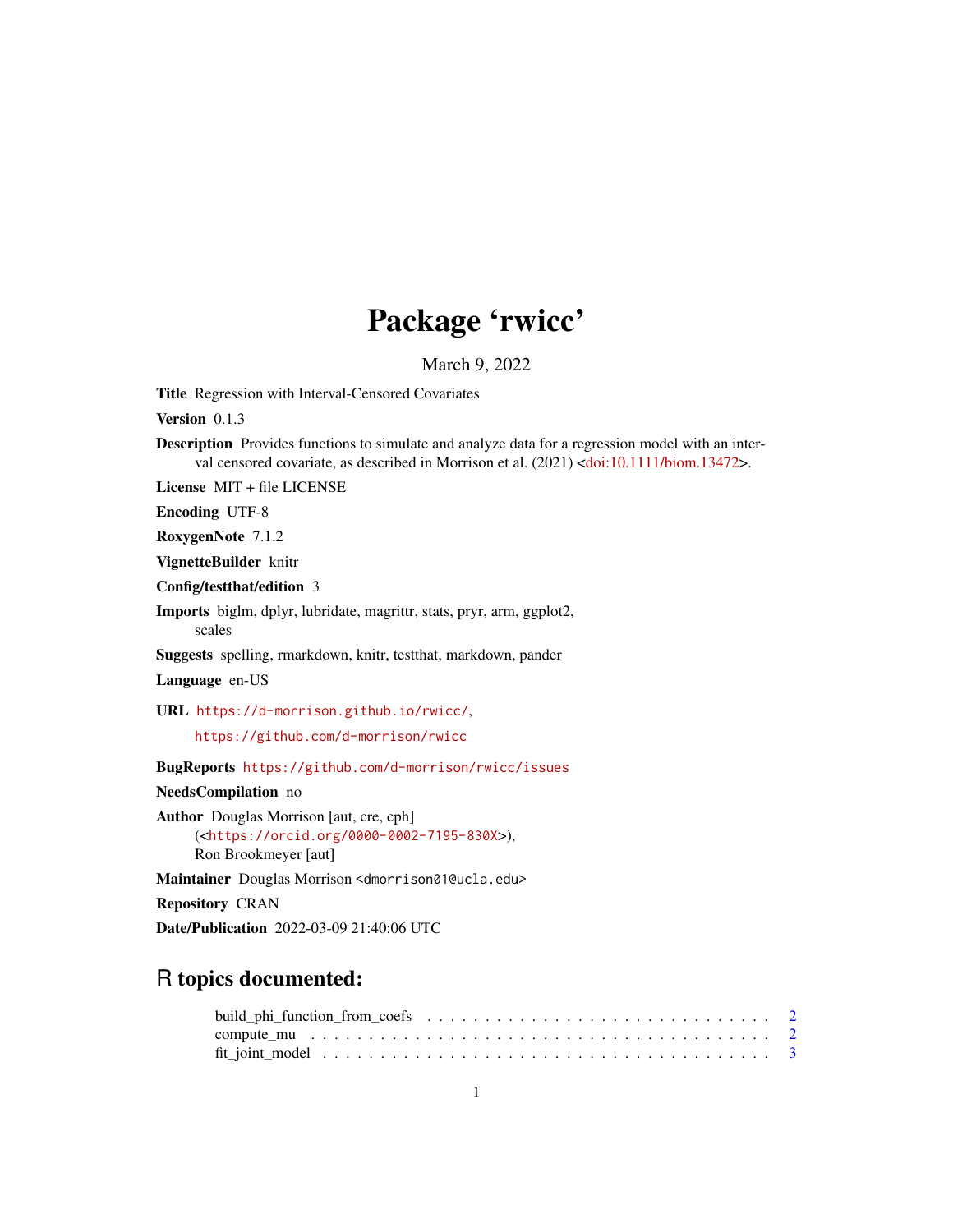# Package 'rwicc'

March 9, 2022

**Title** Regression with Interval-Censored Covariates

**Version** 0.1.3

**Description** Provides functions to simulate and analyze data for a regression model with an interval censored covariate, as described in Morrison et al. (2021) <doi:10.1111/biom.13472>.

**License** MIT + file LICENSE

**Encoding** UTF-8

**RoxygenNote** 7.1.2

**VignetteBuilder** knitr

**Config/testthat/edition** 3

**Imports** biglm, dplyr, lubridate, magrittr, stats, pryr, arm, ggplot2, scales

**Suggests** spelling, rmarkdown, knitr, testthat, markdown, pander

**Language** en-US

**URL** https://d-morrison.github.io/rwicc/, https://github.com/d-morrison/rwicc

**BugReports** https://github.com/d-morrison/rwicc/issues

**NeedsCompilation** no

**Author** Douglas Morrison [aut, cre, cph] (<https://orcid.org/0000-0002-7195-830X>), Ron Brookmeyer [aut]

**Maintainer** Douglas Morrison <dmorrison01@ucla.edu>

**Repository** CRAN

**Date/Publication** 2022-03-09 21:40:06 UTC

## R topics documented:

build_phi_function_from_coefs . . . . . . . . . . . . . . . . . . . . . . . . . . . . . 2
compute_mu . . . . . . . . . . . . . . . . . . . . . . . . . . . . . . . . . . . . . . . 2
fit_joint_model . . . . . . . . . . . . . . . . . . . . . . . . . . . . . . . . . . . . 3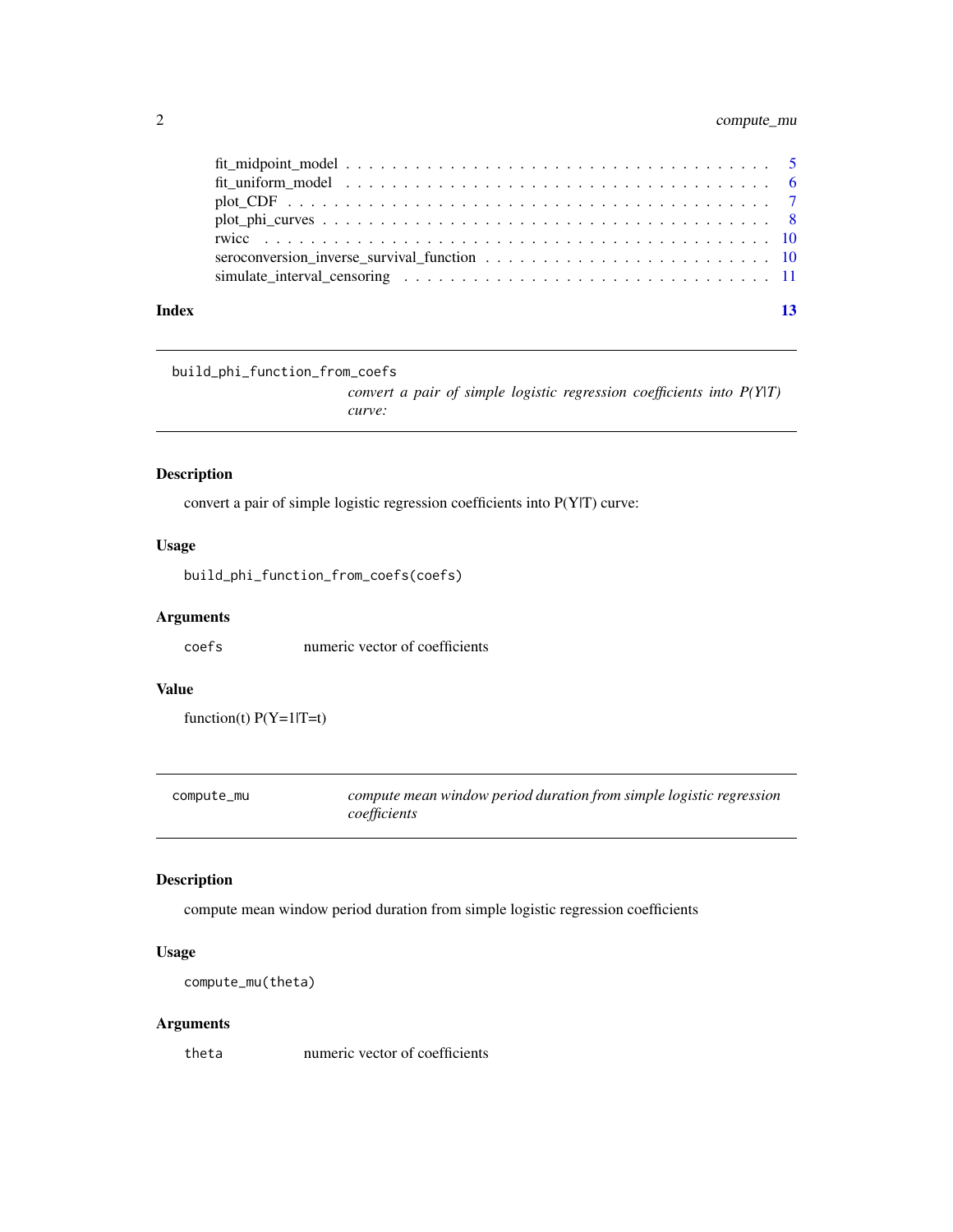| | |
|---|---|
| fit_midpoint_model | 5 |
| fit_uniform_model | 6 |
| plot_CDF | 7 |
| plot_phi_curves | 8 |
| rwicc | 10 |
| seroconversion_inverse_survival_function | 10 |
| simulate_interval_censoring | 11 |

**Index** **13**

---

## build_phi_function_from_coefs

*convert a pair of simple logistic regression coefficients into P(Y|T) curve:*

### Description

convert a pair of simple logistic regression coefficients into P(Y|T) curve:

### Usage

```
build_phi_function_from_coefs(coefs)
```

### Arguments

| | |
|---|---|
| `coefs` | numeric vector of coefficients |

### Value

function(t) P(Y=1|T=t)

---

## compute_mu

*compute mean window period duration from simple logistic regression coefficients*

### Description

compute mean window period duration from simple logistic regression coefficients

### Usage

```
compute_mu(theta)
```

### Arguments

| | |
|---|---|
| `theta` | numeric vector of coefficients |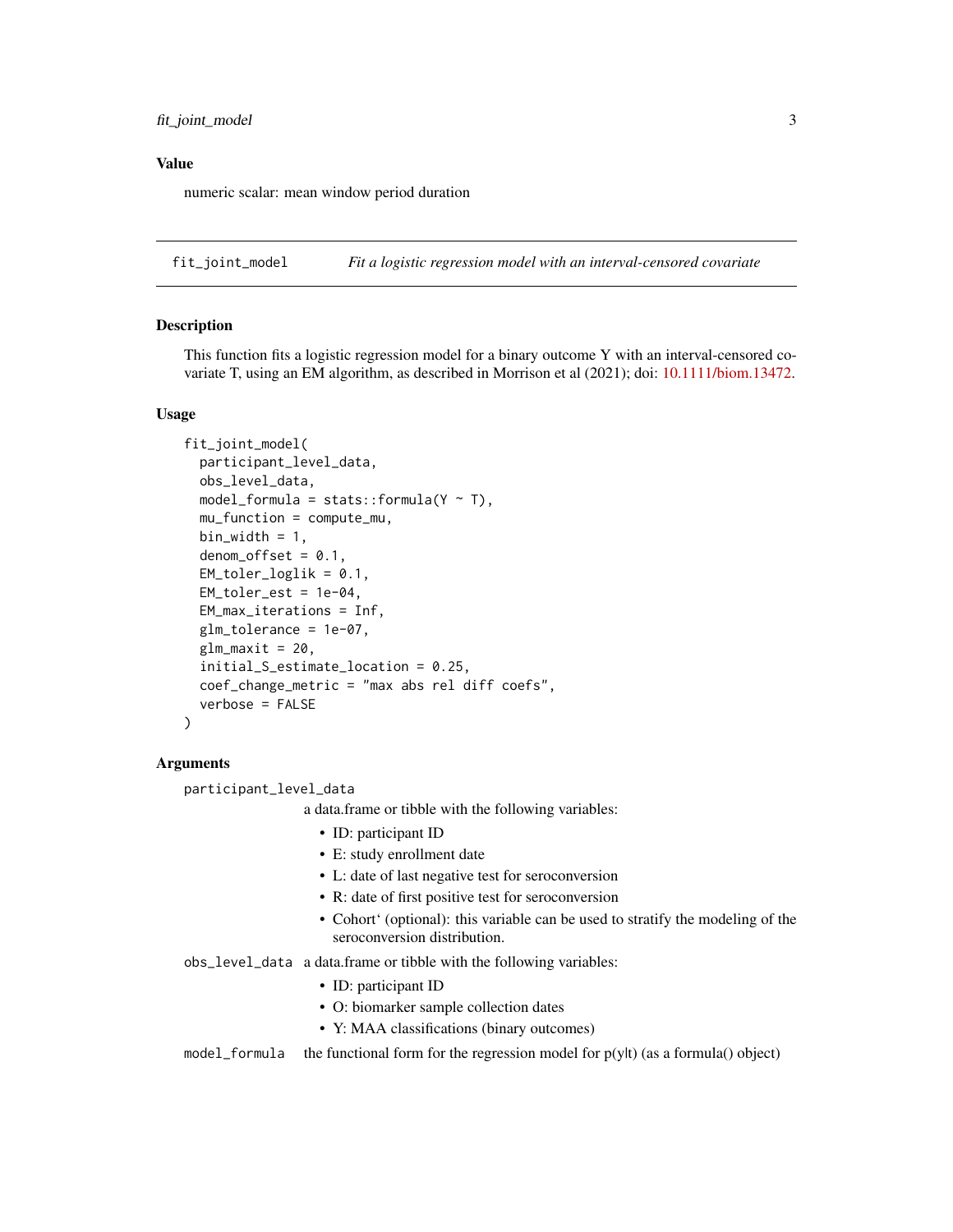## Value

numeric scalar: mean window period duration

---

## fit_joint_model — *Fit a logistic regression model with an interval-censored covariate*

### Description

This function fits a logistic regression model for a binary outcome Y with an interval-censored covariate T, using an EM algorithm, as described in Morrison et al (2021); doi: 10.1111/biom.13472.

### Usage

```
fit_joint_model(
  participant_level_data,
  obs_level_data,
  model_formula = stats::formula(Y ~ T),
  mu_function = compute_mu,
  bin_width = 1,
  denom_offset = 0.1,
  EM_toler_loglik = 0.1,
  EM_toler_est = 1e-04,
  EM_max_iterations = Inf,
  glm_tolerance = 1e-07,
  glm_maxit = 20,
  initial_S_estimate_location = 0.25,
  coef_change_metric = "max abs rel diff coefs",
  verbose = FALSE
)
```

### Arguments

`participant_level_data`
: a data.frame or tibble with the following variables:
  - ID: participant ID
  - E: study enrollment date
  - L: date of last negative test for seroconversion
  - R: date of first positive test for seroconversion
  - Cohort` (optional): this variable can be used to stratify the modeling of the seroconversion distribution.

`obs_level_data`
: a data.frame or tibble with the following variables:
  - ID: participant ID
  - O: biomarker sample collection dates
  - Y: MAA classifications (binary outcomes)

`model_formula`
: the functional form for the regression model for p(y|t) (as a formula() object)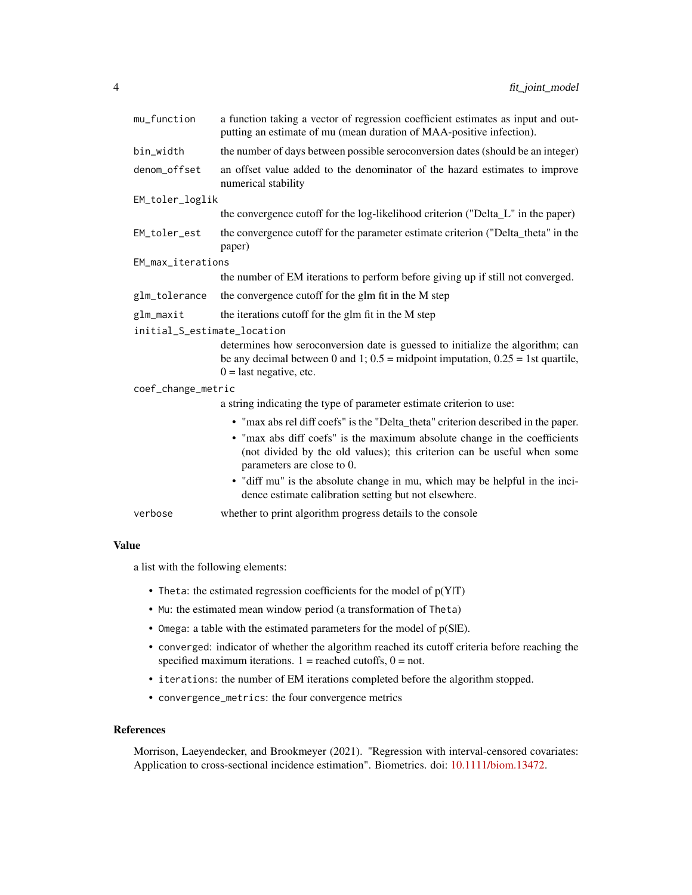| | |
|---|---|
| `mu_function` | a function taking a vector of regression coefficient estimates as input and outputting an estimate of mu (mean duration of MAA-positive infection). |
| `bin_width` | the number of days between possible seroconversion dates (should be an integer) |
| `denom_offset` | an offset value added to the denominator of the hazard estimates to improve numerical stability |
| `EM_toler_loglik` | the convergence cutoff for the log-likelihood criterion ("Delta_L" in the paper) |
| `EM_toler_est` | the convergence cutoff for the parameter estimate criterion ("Delta_theta" in the paper) |
| `EM_max_iterations` | the number of EM iterations to perform before giving up if still not converged. |
| `glm_tolerance` | the convergence cutoff for the glm fit in the M step |
| `glm_maxit` | the iterations cutoff for the glm fit in the M step |
| `initial_S_estimate_location` | determines how seroconversion date is guessed to initialize the algorithm; can be any decimal between 0 and 1; 0.5 = midpoint imputation, 0.25 = 1st quartile, 0 = last negative, etc. |
| `coef_change_metric` | a string indicating the type of parameter estimate criterion to use: <br>• "max abs rel diff coefs" is the "Delta_theta" criterion described in the paper. <br>• "max abs diff coefs" is the maximum absolute change in the coefficients (not divided by the old values); this criterion can be useful when some parameters are close to 0. <br>• "diff mu" is the absolute change in mu, which may be helpful in the incidence estimate calibration setting but not elsewhere. |
| `verbose` | whether to print algorithm progress details to the console |

## Value

a list with the following elements:

- `Theta`: the estimated regression coefficients for the model of p(Y|T)
- `Mu`: the estimated mean window period (a transformation of `Theta`)
- `Omega`: a table with the estimated parameters for the model of p(S|E).
- `converged`: indicator of whether the algorithm reached its cutoff criteria before reaching the specified maximum iterations. 1 = reached cutoffs, 0 = not.
- `iterations`: the number of EM iterations completed before the algorithm stopped.
- `convergence_metrics`: the four convergence metrics

## References

Morrison, Laeyendecker, and Brookmeyer (2021). "Regression with interval-censored covariates: Application to cross-sectional incidence estimation". Biometrics. doi: 10.1111/biom.13472.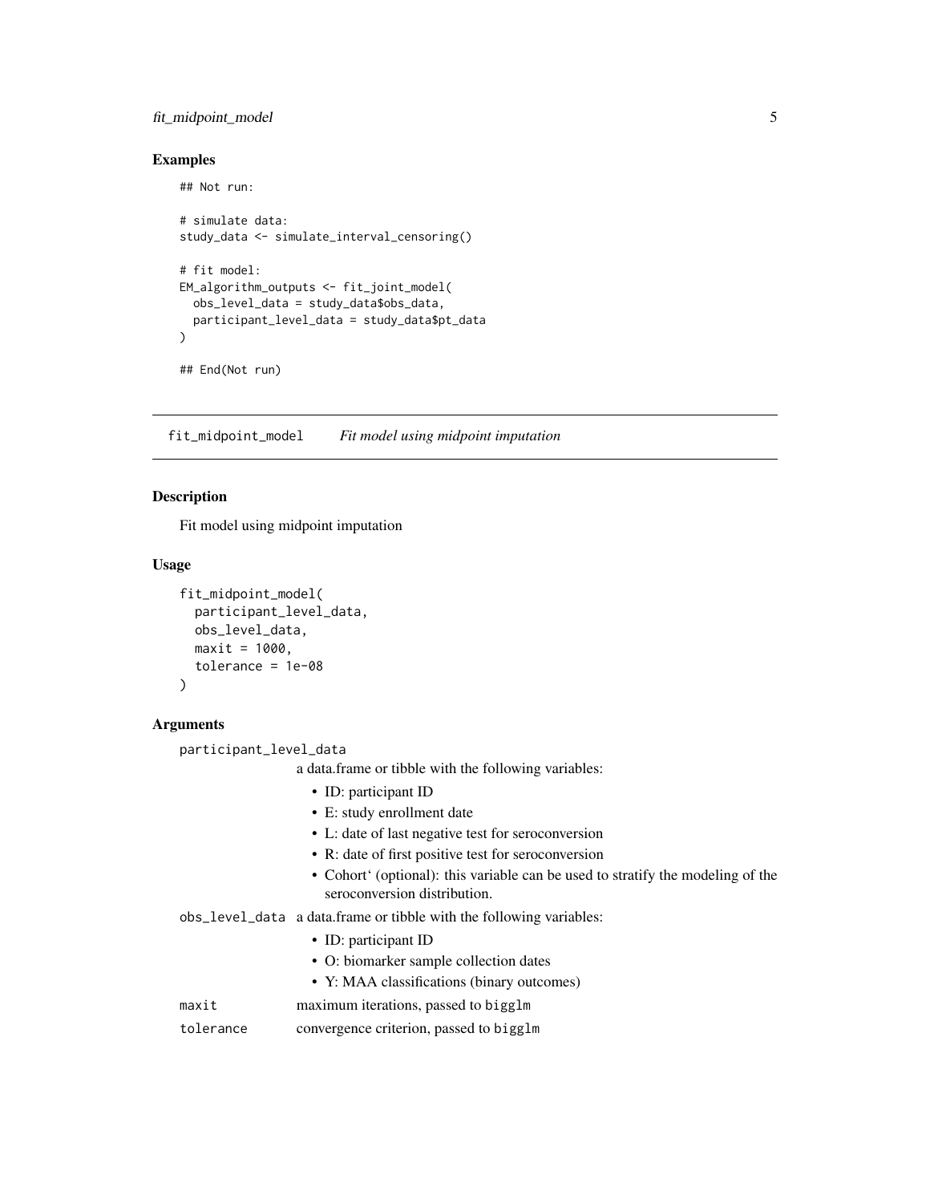## Examples

```
## Not run:

# simulate data:
study_data <- simulate_interval_censoring()

# fit model:
EM_algorithm_outputs <- fit_joint_model(
  obs_level_data = study_data$obs_data,
  participant_level_data = study_data$pt_data
)

## End(Not run)
```

---

`fit_midpoint_model` *Fit model using midpoint imputation*

---

## Description

Fit model using midpoint imputation

## Usage

```
fit_midpoint_model(
  participant_level_data,
  obs_level_data,
  maxit = 1000,
  tolerance = 1e-08
)
```

## Arguments

`participant_level_data`
: a data.frame or tibble with the following variables:
  - ID: participant ID
  - E: study enrollment date
  - L: date of last negative test for seroconversion
  - R: date of first positive test for seroconversion
  - Cohort' (optional): this variable can be used to stratify the modeling of the seroconversion distribution.

`obs_level_data`
: a data.frame or tibble with the following variables:
  - ID: participant ID
  - O: biomarker sample collection dates
  - Y: MAA classifications (binary outcomes)

`maxit`
: maximum iterations, passed to `bigglm`

`tolerance`
: convergence criterion, passed to `bigglm`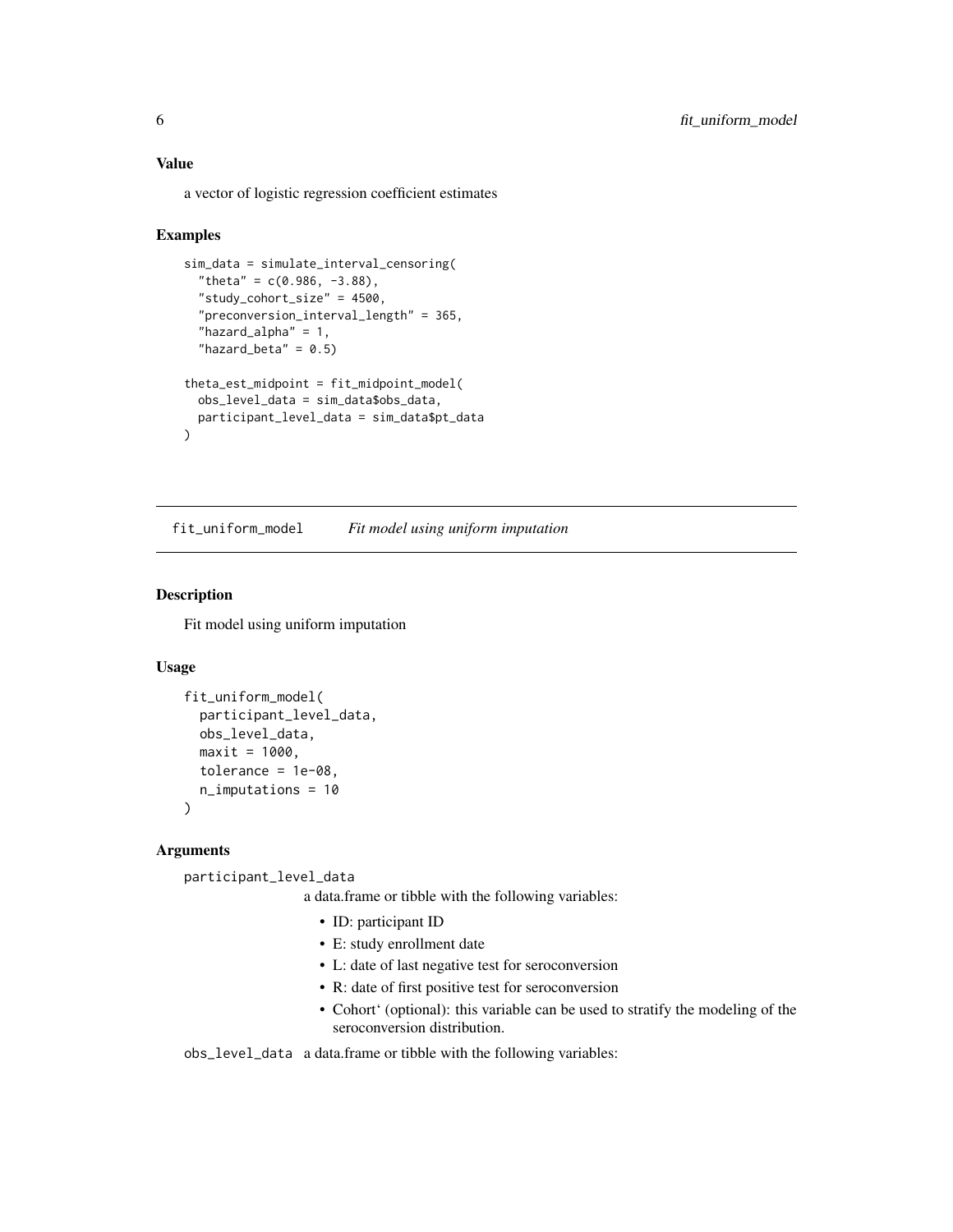### Value

a vector of logistic regression coefficient estimates

### Examples

```
sim_data = simulate_interval_censoring(
  "theta" = c(0.986, -3.88),
  "study_cohort_size" = 4500,
  "preconversion_interval_length" = 365,
  "hazard_alpha" = 1,
  "hazard_beta" = 0.5)

theta_est_midpoint = fit_midpoint_model(
  obs_level_data = sim_data$obs_data,
  participant_level_data = sim_data$pt_data
)
```

---

## fit_uniform_model *Fit model using uniform imputation*

---

### Description

Fit model using uniform imputation

### Usage

```
fit_uniform_model(
  participant_level_data,
  obs_level_data,
  maxit = 1000,
  tolerance = 1e-08,
  n_imputations = 10
)
```

### Arguments

`participant_level_data`
a data.frame or tibble with the following variables:

- ID: participant ID
- E: study enrollment date
- L: date of last negative test for seroconversion
- R: date of first positive test for seroconversion
- Cohort` (optional): this variable can be used to stratify the modeling of the seroconversion distribution.

`obs_level_data` a data.frame or tibble with the following variables: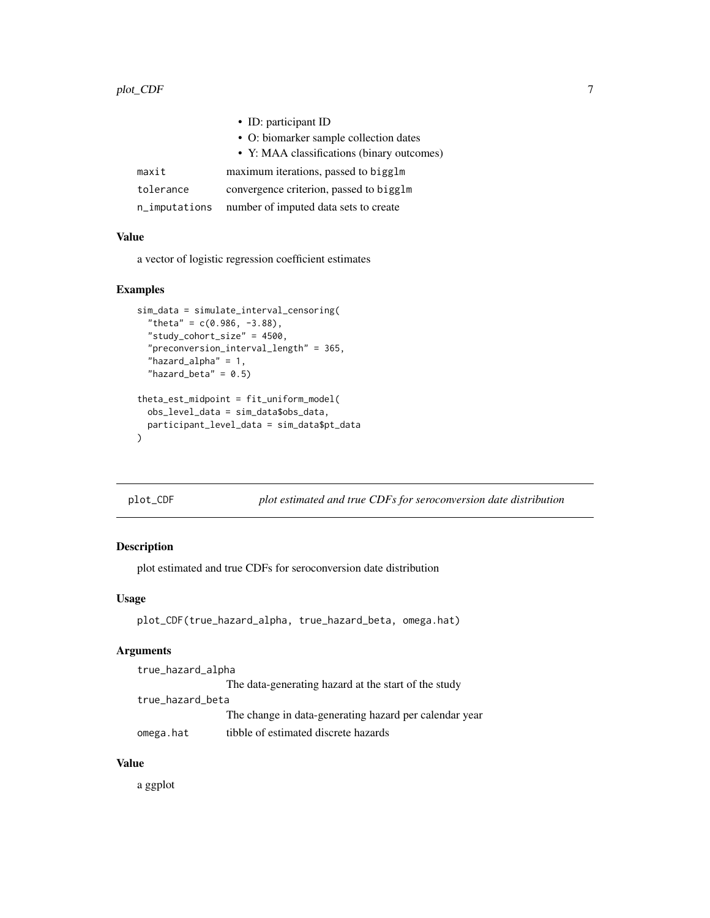- ID: participant ID
- O: biomarker sample collection dates
- Y: MAA classifications (binary outcomes)

| | |
|---|---|
| maxit | maximum iterations, passed to biglm |
| tolerance | convergence criterion, passed to biglm |
| n_imputations | number of imputed data sets to create |

### Value

a vector of logistic regression coefficient estimates

### Examples

```
sim_data = simulate_interval_censoring(
  "theta" = c(0.986, -3.88),
  "study_cohort_size" = 4500,
  "preconversion_interval_length" = 365,
  "hazard_alpha" = 1,
  "hazard_beta" = 0.5)

theta_est_midpoint = fit_uniform_model(
  obs_level_data = sim_data$obs_data,
  participant_level_data = sim_data$pt_data
)
```

---

## plot_CDF — *plot estimated and true CDFs for seroconversion date distribution*

### Description

plot estimated and true CDFs for seroconversion date distribution

### Usage

```
plot_CDF(true_hazard_alpha, true_hazard_beta, omega.hat)
```

### Arguments

| | |
|---|---|
| true_hazard_alpha | The data-generating hazard at the start of the study |
| true_hazard_beta | The change in data-generating hazard per calendar year |
| omega.hat | tibble of estimated discrete hazards |

### Value

a ggplot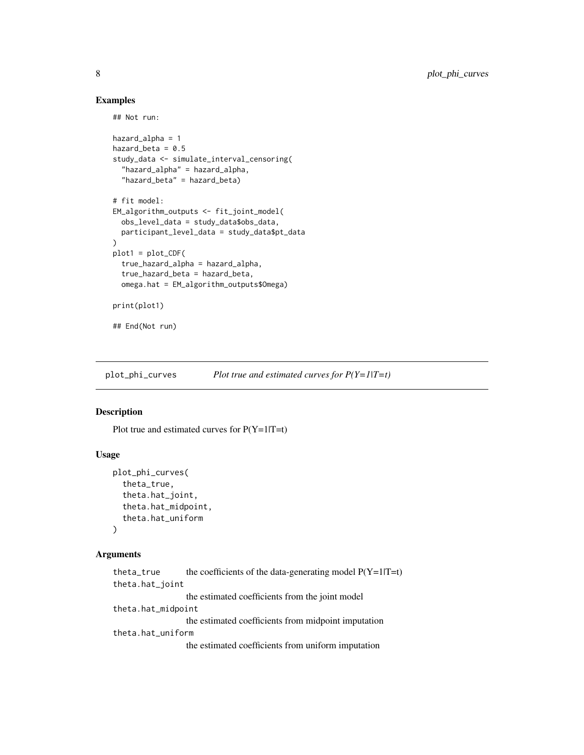## Examples

```
## Not run:

hazard_alpha = 1
hazard_beta = 0.5
study_data <- simulate_interval_censoring(
  "hazard_alpha" = hazard_alpha,
  "hazard_beta" = hazard_beta)

# fit model:
EM_algorithm_outputs <- fit_joint_model(
  obs_level_data = study_data$obs_data,
  participant_level_data = study_data$pt_data
)
plot1 = plot_CDF(
  true_hazard_alpha = hazard_alpha,
  true_hazard_beta = hazard_beta,
  omega.hat = EM_algorithm_outputs$Omega)

print(plot1)

## End(Not run)
```

---

# plot_phi_curves — *Plot true and estimated curves for P(Y=1|T=t)*

## Description

Plot true and estimated curves for P(Y=1|T=t)

## Usage

```
plot_phi_curves(
  theta_true,
  theta.hat_joint,
  theta.hat_midpoint,
  theta.hat_uniform
)
```

## Arguments

| Argument | Description |
|---|---|
| `theta_true` | the coefficients of the data-generating model P(Y=1\|T=t) |
| `theta.hat_joint` | the estimated coefficients from the joint model |
| `theta.hat_midpoint` | the estimated coefficients from midpoint imputation |
| `theta.hat_uniform` | the estimated coefficients from uniform imputation |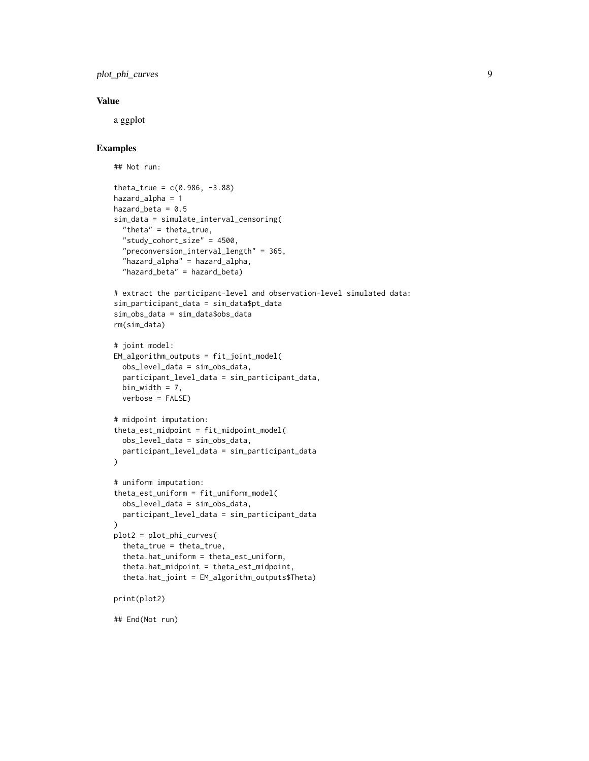### Value

a ggplot

### Examples

```
## Not run:

theta_true = c(0.986, -3.88)
hazard_alpha = 1
hazard_beta = 0.5
sim_data = simulate_interval_censoring(
  "theta" = theta_true,
  "study_cohort_size" = 4500,
  "preconversion_interval_length" = 365,
  "hazard_alpha" = hazard_alpha,
  "hazard_beta" = hazard_beta)

# extract the participant-level and observation-level simulated data:
sim_participant_data = sim_data$pt_data
sim_obs_data = sim_data$obs_data
rm(sim_data)

# joint model:
EM_algorithm_outputs = fit_joint_model(
  obs_level_data = sim_obs_data,
  participant_level_data = sim_participant_data,
  bin_width = 7,
  verbose = FALSE)

# midpoint imputation:
theta_est_midpoint = fit_midpoint_model(
  obs_level_data = sim_obs_data,
  participant_level_data = sim_participant_data
)

# uniform imputation:
theta_est_uniform = fit_uniform_model(
  obs_level_data = sim_obs_data,
  participant_level_data = sim_participant_data
)
plot2 = plot_phi_curves(
  theta_true = theta_true,
  theta.hat_uniform = theta_est_uniform,
  theta.hat_midpoint = theta_est_midpoint,
  theta.hat_joint = EM_algorithm_outputs$Theta)

print(plot2)

## End(Not run)
```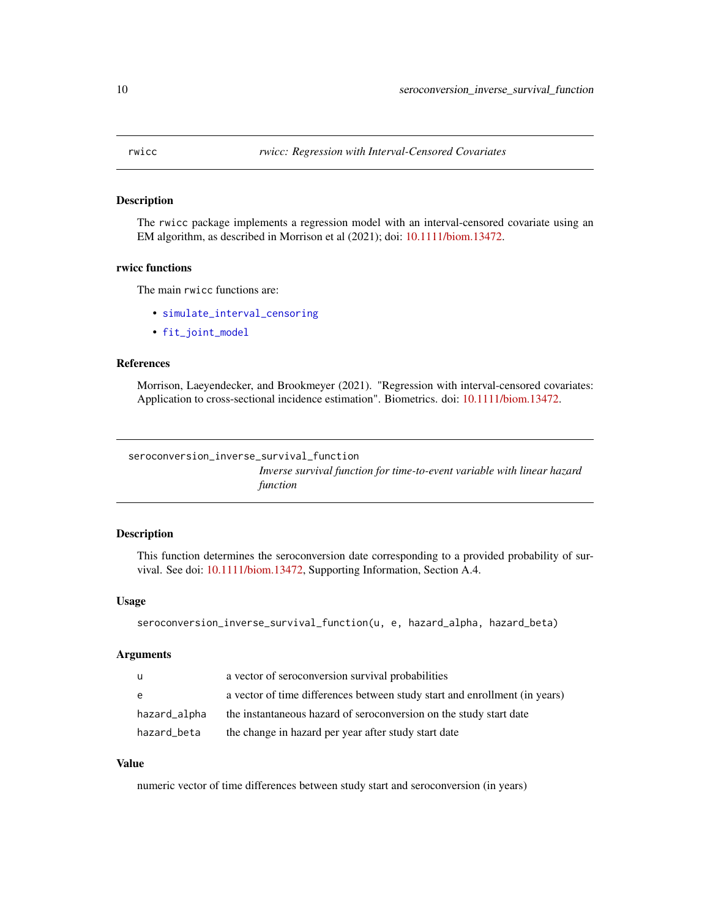## rwicc

*rwicc: Regression with Interval-Censored Covariates*

### Description

The `rwicc` package implements a regression model with an interval-censored covariate using an EM algorithm, as described in Morrison et al (2021); doi: 10.1111/biom.13472.

### rwicc functions

The main `rwicc` functions are:

- `simulate_interval_censoring`
- `fit_joint_model`

### References

Morrison, Laeyendecker, and Brookmeyer (2021). "Regression with interval-censored covariates: Application to cross-sectional incidence estimation". Biometrics. doi: 10.1111/biom.13472.

## seroconversion_inverse_survival_function

*Inverse survival function for time-to-event variable with linear hazard function*

### Description

This function determines the seroconversion date corresponding to a provided probability of survival. See doi: 10.1111/biom.13472, Supporting Information, Section A.4.

### Usage

```
seroconversion_inverse_survival_function(u, e, hazard_alpha, hazard_beta)
```

### Arguments

| | |
|---|---|
| `u` | a vector of seroconversion survival probabilities |
| `e` | a vector of time differences between study start and enrollment (in years) |
| `hazard_alpha` | the instantaneous hazard of seroconversion on the study start date |
| `hazard_beta` | the change in hazard per year after study start date |

### Value

numeric vector of time differences between study start and seroconversion (in years)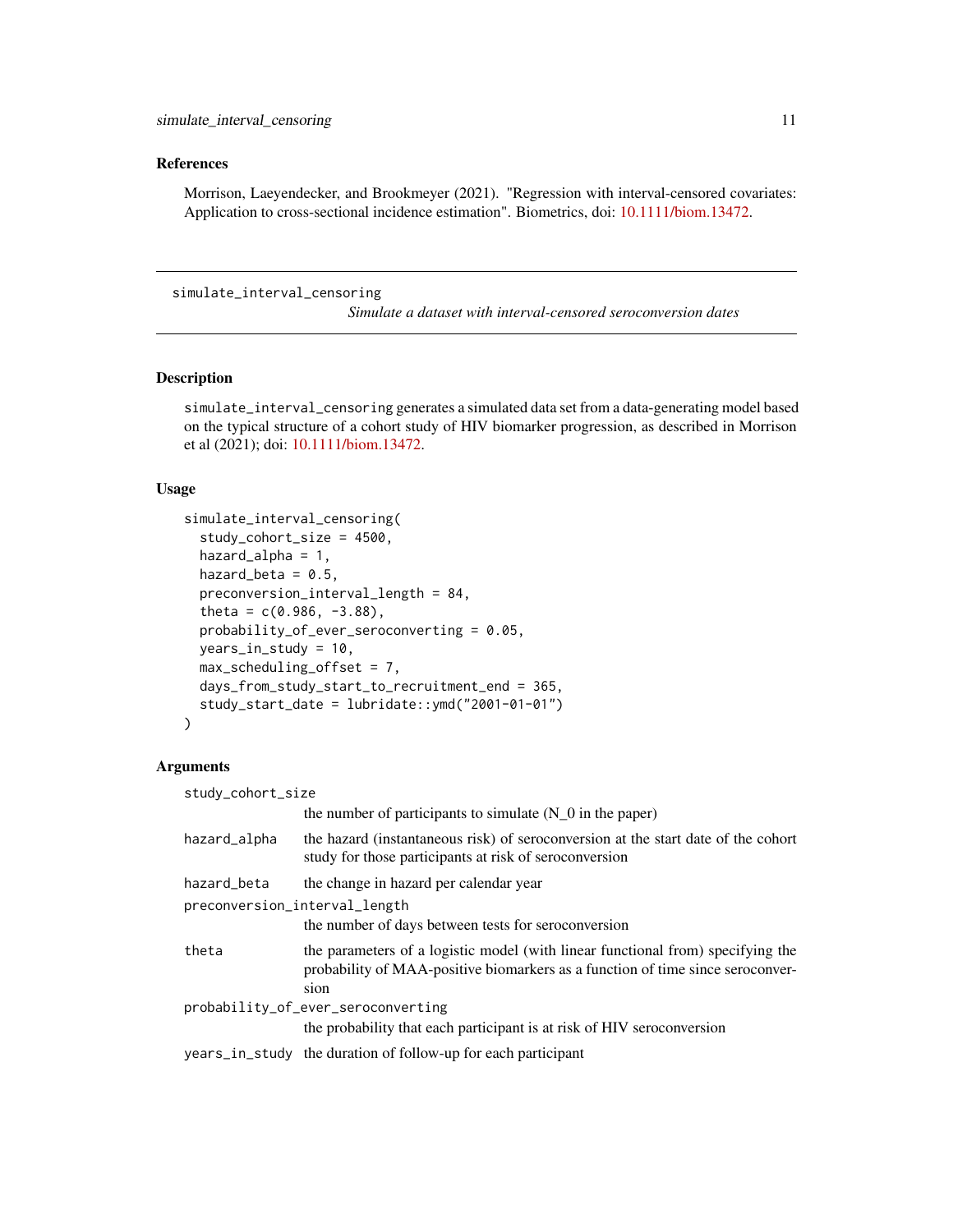## References

Morrison, Laeyendecker, and Brookmeyer (2021). "Regression with interval-censored covariates: Application to cross-sectional incidence estimation". Biometrics, doi: 10.1111/biom.13472.

---

simulate_interval_censoring

*Simulate a dataset with interval-censored seroconversion dates*

---

## Description

simulate_interval_censoring generates a simulated data set from a data-generating model based on the typical structure of a cohort study of HIV biomarker progression, as described in Morrison et al (2021); doi: 10.1111/biom.13472.

## Usage

```
simulate_interval_censoring(
  study_cohort_size = 4500,
  hazard_alpha = 1,
  hazard_beta = 0.5,
  preconversion_interval_length = 84,
  theta = c(0.986, -3.88),
  probability_of_ever_seroconverting = 0.05,
  years_in_study = 10,
  max_scheduling_offset = 7,
  days_from_study_start_to_recruitment_end = 365,
  study_start_date = lubridate::ymd("2001-01-01")
)
```

## Arguments

study_cohort_size
: the number of participants to simulate (N_0 in the paper)

hazard_alpha
: the hazard (instantaneous risk) of seroconversion at the start date of the cohort study for those participants at risk of seroconversion

hazard_beta
: the change in hazard per calendar year

preconversion_interval_length
: the number of days between tests for seroconversion

theta
: the parameters of a logistic model (with linear functional from) specifying the probability of MAA-positive biomarkers as a function of time since seroconversion

probability_of_ever_seroconverting
: the probability that each participant is at risk of HIV seroconversion

years_in_study
: the duration of follow-up for each participant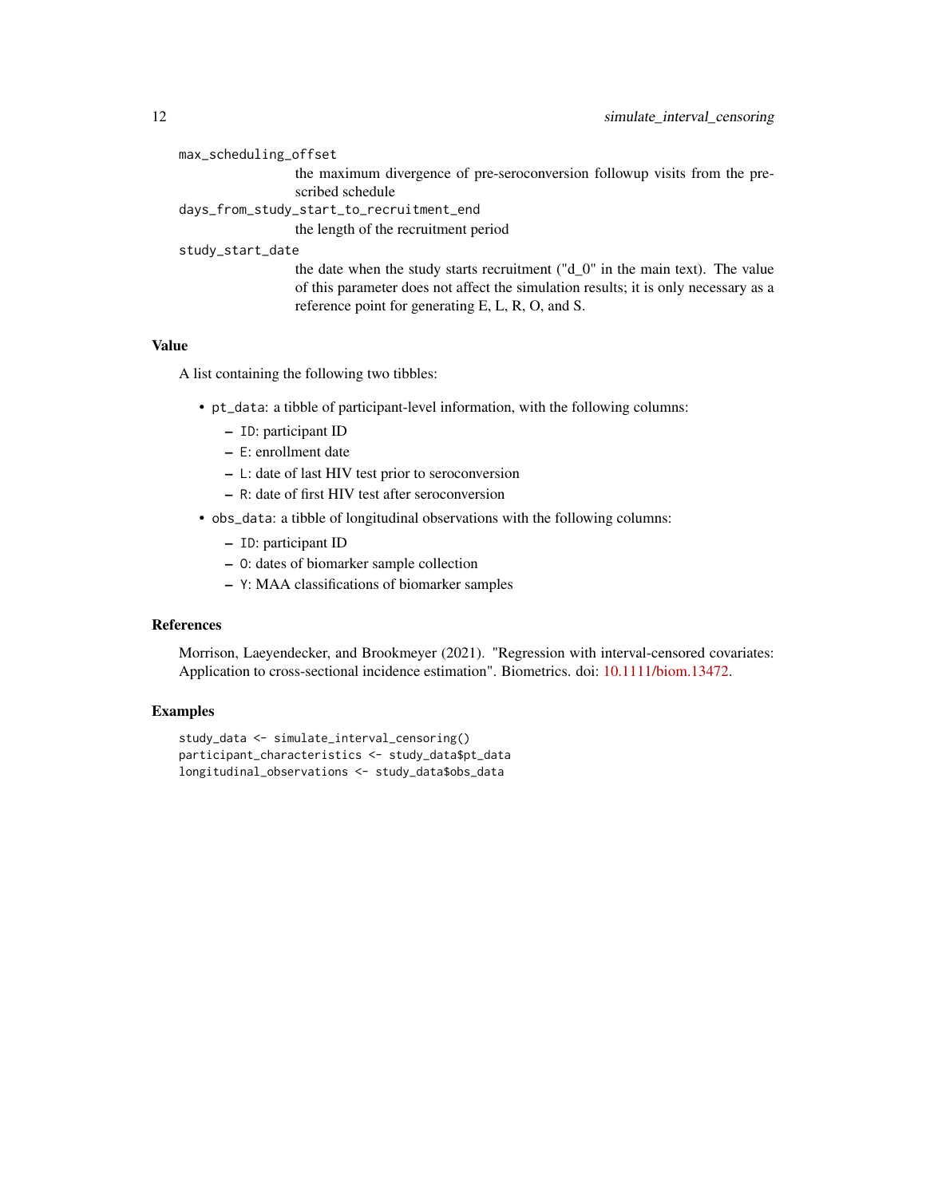`max_scheduling_offset`
: the maximum divergence of pre-seroconversion followup visits from the prescribed schedule

`days_from_study_start_to_recruitment_end`
: the length of the recruitment period

`study_start_date`
: the date when the study starts recruitment ("d_0" in the main text). The value of this parameter does not affect the simulation results; it is only necessary as a reference point for generating E, L, R, O, and S.

## Value

A list containing the following two tibbles:

- `pt_data`: a tibble of participant-level information, with the following columns:
  - `ID`: participant ID
  - `E`: enrollment date
  - `L`: date of last HIV test prior to seroconversion
  - `R`: date of first HIV test after seroconversion
- `obs_data`: a tibble of longitudinal observations with the following columns:
  - `ID`: participant ID
  - `O`: dates of biomarker sample collection
  - `Y`: MAA classifications of biomarker samples

## References

Morrison, Laeyendecker, and Brookmeyer (2021). "Regression with interval-censored covariates: Application to cross-sectional incidence estimation". Biometrics. doi: 10.1111/biom.13472.

## Examples

```
study_data <- simulate_interval_censoring()
participant_characteristics <- study_data$pt_data
longitudinal_observations <- study_data$obs_data
```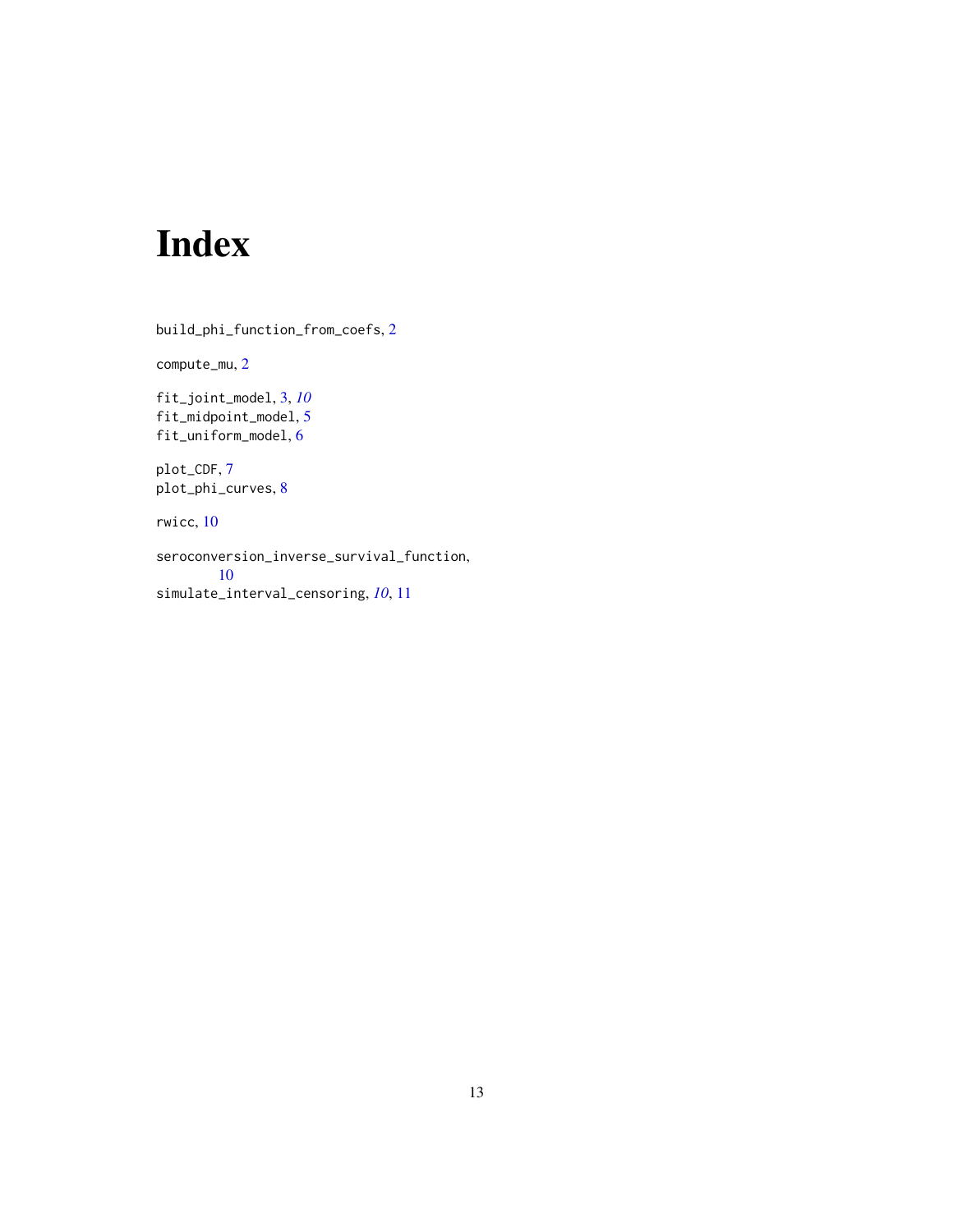# Index

build_phi_function_from_coefs, 2

compute_mu, 2

fit_joint_model, 3, *10*
fit_midpoint_model, 5
fit_uniform_model, 6

plot_CDF, 7
plot_phi_curves, 8

rwicc, 10

seroconversion_inverse_survival_function, 10
simulate_interval_censoring, *10*, 11